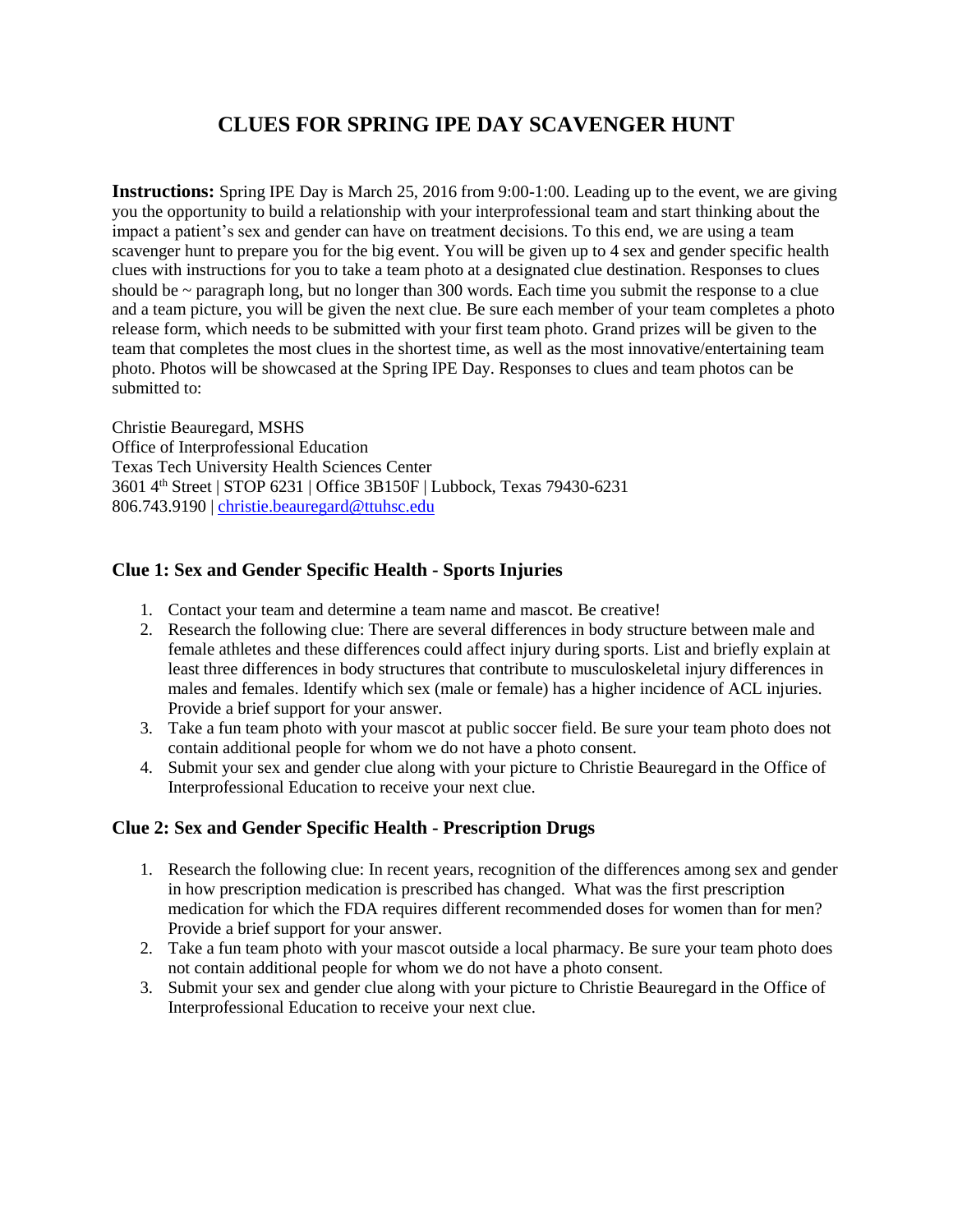# CLUES FOR SPRING IPE DAY SCAVENGER HUNT

**Instructions:** Spring IPE Day is March 25, 2016 from 9:00-1:00. Leading up to the event, we are giving you the opportunity to build a relationship with your interprofessional team and start thinking about the impact a patient's sex and gender can have on treatment decisions. To this end, we are using a team scavenger hunt to prepare you for the big event. You will be given up to 4 sex and gender specific health clues with instructions for you to take a team photo at a designated clue destination. Responses to clues should be ~ paragraph long, but no longer than 300 words. Each time you submit the response to a clue and a team picture, you will be given the next clue. Be sure each member of your team completes a photo release form, which needs to be submitted with your first team photo. Grand prizes will be given to the team that completes the most clues in the shortest time, as well as the most innovative/entertaining team photo. Photos will be showcased at the Spring IPE Day. Responses to clues and team photos can be submitted to:

Christie Beauregard, MSHS
Office of Interprofessional Education
Texas Tech University Health Sciences Center
3601 4th Street | STOP 6231 | Office 3B150F | Lubbock, Texas 79430-6231
806.743.9190 | christie.beauregard@ttuhsc.edu

### Clue 1: Sex and Gender Specific Health - Sports Injuries

1. Contact your team and determine a team name and mascot. Be creative!
2. Research the following clue: There are several differences in body structure between male and female athletes and these differences could affect injury during sports. List and briefly explain at least three differences in body structures that contribute to musculoskeletal injury differences in males and females. Identify which sex (male or female) has a higher incidence of ACL injuries. Provide a brief support for your answer.
3. Take a fun team photo with your mascot at public soccer field. Be sure your team photo does not contain additional people for whom we do not have a photo consent.
4. Submit your sex and gender clue along with your picture to Christie Beauregard in the Office of Interprofessional Education to receive your next clue.

### Clue 2: Sex and Gender Specific Health - Prescription Drugs

1. Research the following clue: In recent years, recognition of the differences among sex and gender in how prescription medication is prescribed has changed. What was the first prescription medication for which the FDA requires different recommended doses for women than for men? Provide a brief support for your answer.
2. Take a fun team photo with your mascot outside a local pharmacy. Be sure your team photo does not contain additional people for whom we do not have a photo consent.
3. Submit your sex and gender clue along with your picture to Christie Beauregard in the Office of Interprofessional Education to receive your next clue.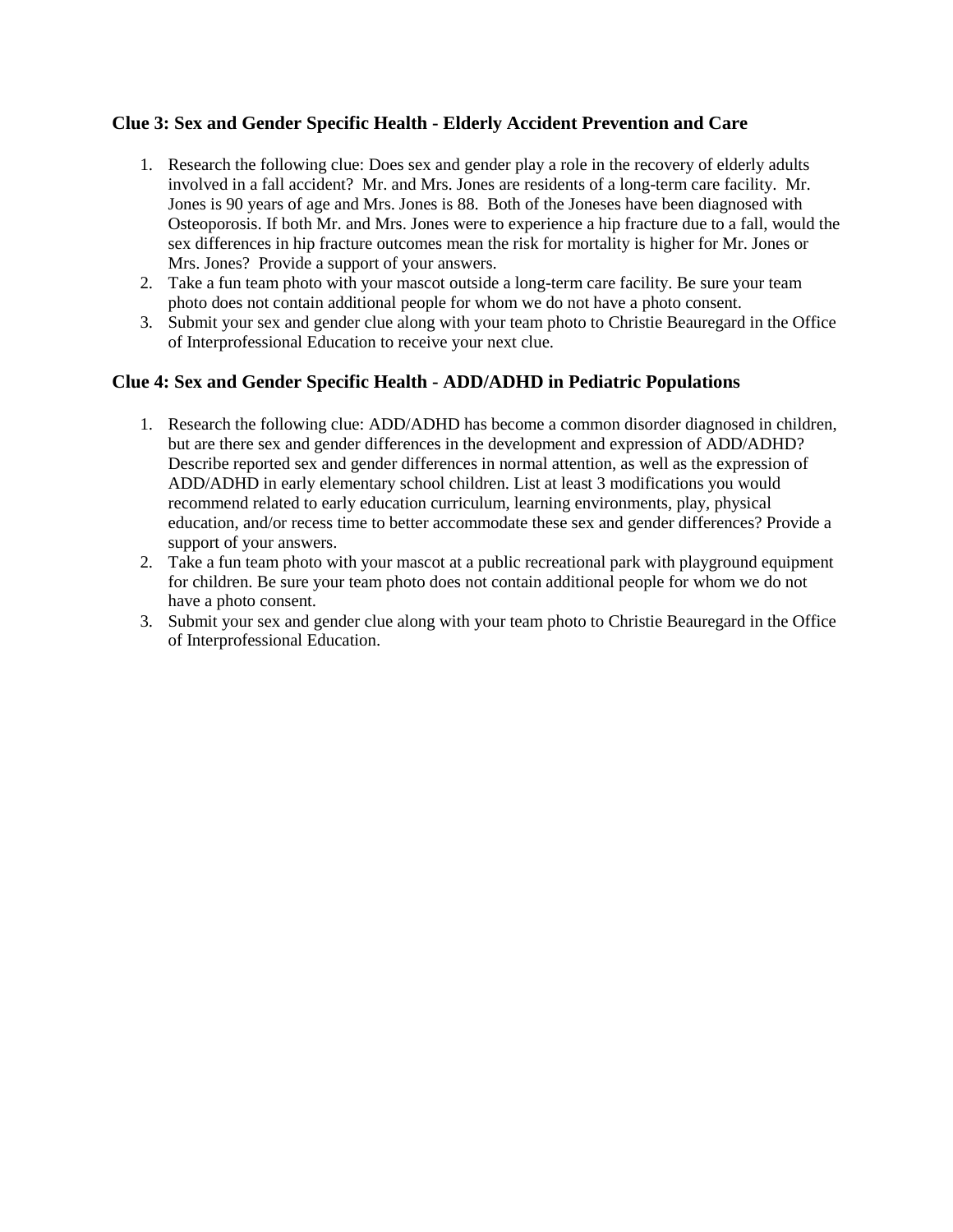### Clue 3: Sex and Gender Specific Health - Elderly Accident Prevention and Care

1. Research the following clue: Does sex and gender play a role in the recovery of elderly adults involved in a fall accident? Mr. and Mrs. Jones are residents of a long-term care facility. Mr. Jones is 90 years of age and Mrs. Jones is 88. Both of the Joneses have been diagnosed with Osteoporosis. If both Mr. and Mrs. Jones were to experience a hip fracture due to a fall, would the sex differences in hip fracture outcomes mean the risk for mortality is higher for Mr. Jones or Mrs. Jones? Provide a support of your answers.
2. Take a fun team photo with your mascot outside a long-term care facility. Be sure your team photo does not contain additional people for whom we do not have a photo consent.
3. Submit your sex and gender clue along with your team photo to Christie Beauregard in the Office of Interprofessional Education to receive your next clue.

### Clue 4: Sex and Gender Specific Health - ADD/ADHD in Pediatric Populations

1. Research the following clue: ADD/ADHD has become a common disorder diagnosed in children, but are there sex and gender differences in the development and expression of ADD/ADHD? Describe reported sex and gender differences in normal attention, as well as the expression of ADD/ADHD in early elementary school children. List at least 3 modifications you would recommend related to early education curriculum, learning environments, play, physical education, and/or recess time to better accommodate these sex and gender differences? Provide a support of your answers.
2. Take a fun team photo with your mascot at a public recreational park with playground equipment for children. Be sure your team photo does not contain additional people for whom we do not have a photo consent.
3. Submit your sex and gender clue along with your team photo to Christie Beauregard in the Office of Interprofessional Education.